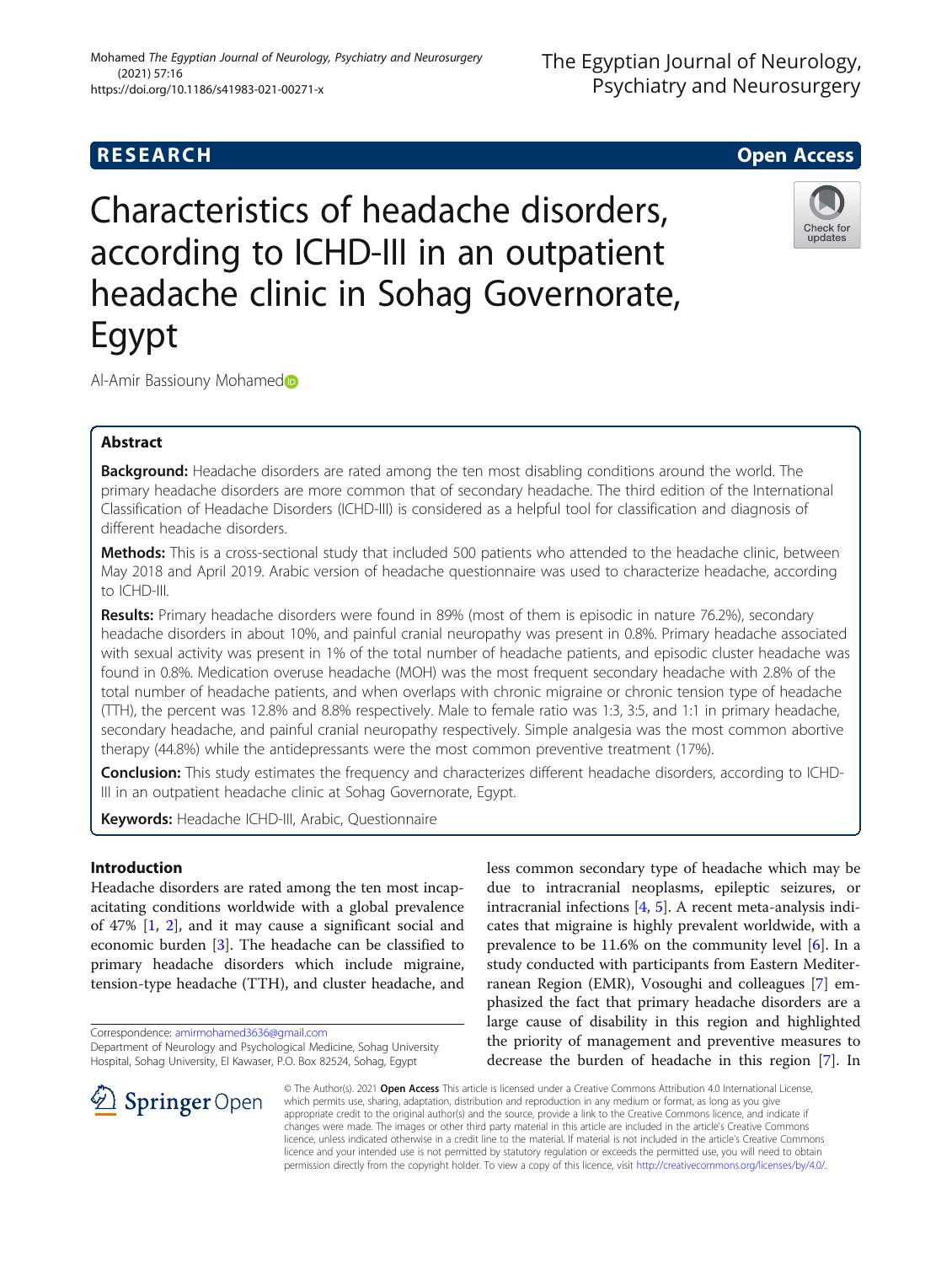**RESEARCH** **Open Access**

# Characteristics of headache disorders, according to ICHD-III in an outpatient headache clinic in Sohag Governorate, Egypt

Al-Amir Bassiouny Mohamed

## Abstract

**Background:** Headache disorders are rated among the ten most disabling conditions around the world. The primary headache disorders are more common that of secondary headache. The third edition of the International Classification of Headache Disorders (ICHD-III) is considered as a helpful tool for classification and diagnosis of different headache disorders.

**Methods:** This is a cross-sectional study that included 500 patients who attended to the headache clinic, between May 2018 and April 2019. Arabic version of headache questionnaire was used to characterize headache, according to ICHD-III.

**Results:** Primary headache disorders were found in 89% (most of them is episodic in nature 76.2%), secondary headache disorders in about 10%, and painful cranial neuropathy was present in 0.8%. Primary headache associated with sexual activity was present in 1% of the total number of headache patients, and episodic cluster headache was found in 0.8%. Medication overuse headache (MOH) was the most frequent secondary headache with 2.8% of the total number of headache patients, and when overlaps with chronic migraine or chronic tension type of headache (TTH), the percent was 12.8% and 8.8% respectively. Male to female ratio was 1:3, 3:5, and 1:1 in primary headache, secondary headache, and painful cranial neuropathy respectively. Simple analgesia was the most common abortive therapy (44.8%) while the antidepressants were the most common preventive treatment (17%).

**Conclusion:** This study estimates the frequency and characterizes different headache disorders, according to ICHD-III in an outpatient headache clinic at Sohag Governorate, Egypt.

**Keywords:** Headache ICHD-III, Arabic, Questionnaire

## Introduction

Headache disorders are rated among the ten most incapacitating conditions worldwide with a global prevalence of 47% [1, 2], and it may cause a significant social and economic burden [3]. The headache can be classified to primary headache disorders which include migraine, tension-type headache (TTH), and cluster headache, and less common secondary type of headache which may be due to intracranial neoplasms, epileptic seizures, or intracranial infections [4, 5]. A recent meta-analysis indicates that migraine is highly prevalent worldwide, with a prevalence to be 11.6% on the community level [6]. In a study conducted with participants from Eastern Mediterranean Region (EMR), Vosoughi and colleagues [7] emphasized the fact that primary headache disorders are a large cause of disability in this region and highlighted the priority of management and preventive measures to decrease the burden of headache in this region [7]. In

Correspondence: amirmohamed3636@gmail.com
Department of Neurology and Psychological Medicine, Sohag University Hospital, Sohag University, El Kawaser, P.O. Box 82524, Sohag, Egypt

© The Author(s). 2021 **Open Access** This article is licensed under a Creative Commons Attribution 4.0 International License, which permits use, sharing, adaptation, distribution and reproduction in any medium or format, as long as you give appropriate credit to the original author(s) and the source, provide a link to the Creative Commons licence, and indicate if changes were made. The images or other third party material in this article are included in the article's Creative Commons licence, unless indicated otherwise in a credit line to the material. If material is not included in the article's Creative Commons licence and your intended use is not permitted by statutory regulation or exceeds the permitted use, you will need to obtain permission directly from the copyright holder. To view a copy of this licence, visit http://creativecommons.org/licenses/by/4.0/.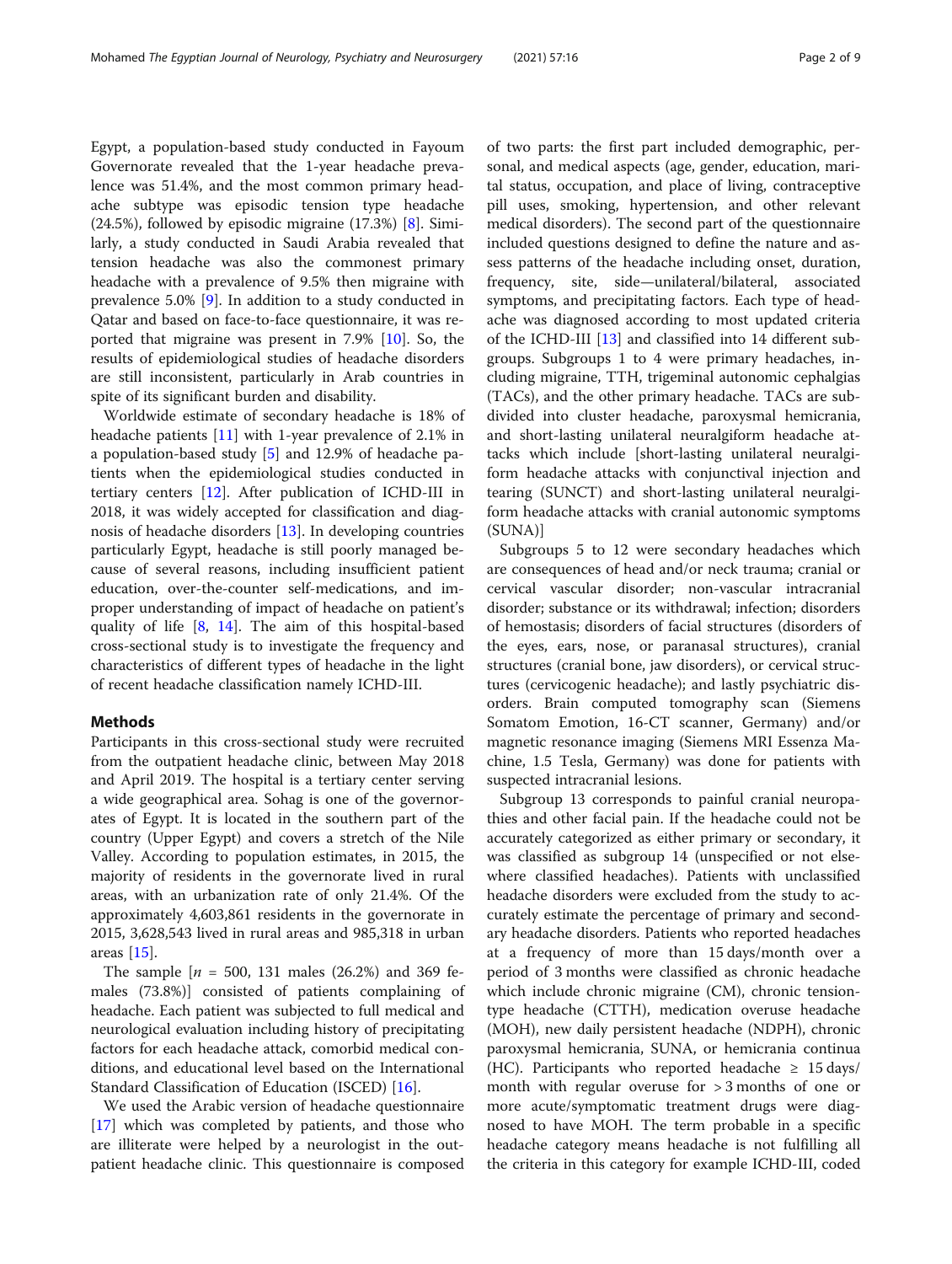Egypt, a population-based study conducted in Fayoum Governorate revealed that the 1-year headache prevalence was 51.4%, and the most common primary headache subtype was episodic tension type headache (24.5%), followed by episodic migraine (17.3%) [8]. Similarly, a study conducted in Saudi Arabia revealed that tension headache was also the commonest primary headache with a prevalence of 9.5% then migraine with prevalence 5.0% [9]. In addition to a study conducted in Qatar and based on face-to-face questionnaire, it was reported that migraine was present in 7.9% [10]. So, the results of epidemiological studies of headache disorders are still inconsistent, particularly in Arab countries in spite of its significant burden and disability.

Worldwide estimate of secondary headache is 18% of headache patients [11] with 1-year prevalence of 2.1% in a population-based study [5] and 12.9% of headache patients when the epidemiological studies conducted in tertiary centers [12]. After publication of ICHD-III in 2018, it was widely accepted for classification and diagnosis of headache disorders [13]. In developing countries particularly Egypt, headache is still poorly managed because of several reasons, including insufficient patient education, over-the-counter self-medications, and improper understanding of impact of headache on patient's quality of life [8, 14]. The aim of this hospital-based cross-sectional study is to investigate the frequency and characteristics of different types of headache in the light of recent headache classification namely ICHD-III.

## Methods

Participants in this cross-sectional study were recruited from the outpatient headache clinic, between May 2018 and April 2019. The hospital is a tertiary center serving a wide geographical area. Sohag is one of the governorates of Egypt. It is located in the southern part of the country (Upper Egypt) and covers a stretch of the Nile Valley. According to population estimates, in 2015, the majority of residents in the governorate lived in rural areas, with an urbanization rate of only 21.4%. Of the approximately 4,603,861 residents in the governorate in 2015, 3,628,543 lived in rural areas and 985,318 in urban areas [15].

The sample [$n$ = 500, 131 males (26.2%) and 369 females (73.8%)] consisted of patients complaining of headache. Each patient was subjected to full medical and neurological evaluation including history of precipitating factors for each headache attack, comorbid medical conditions, and educational level based on the International Standard Classification of Education (ISCED) [16].

We used the Arabic version of headache questionnaire [17] which was completed by patients, and those who are illiterate were helped by a neurologist in the outpatient headache clinic. This questionnaire is composed of two parts: the first part included demographic, personal, and medical aspects (age, gender, education, marital status, occupation, and place of living, contraceptive pill uses, smoking, hypertension, and other relevant medical disorders). The second part of the questionnaire included questions designed to define the nature and assess patterns of the headache including onset, duration, frequency, site, side—unilateral/bilateral, associated symptoms, and precipitating factors. Each type of headache was diagnosed according to most updated criteria of the ICHD-III [13] and classified into 14 different subgroups. Subgroups 1 to 4 were primary headaches, including migraine, TTH, trigeminal autonomic cephalgias (TACs), and the other primary headache. TACs are subdivided into cluster headache, paroxysmal hemicrania, and short-lasting unilateral neuralgiform headache attacks which include [short-lasting unilateral neuralgiform headache attacks with conjunctival injection and tearing (SUNCT) and short-lasting unilateral neuralgiform headache attacks with cranial autonomic symptoms (SUNA)]

Subgroups 5 to 12 were secondary headaches which are consequences of head and/or neck trauma; cranial or cervical vascular disorder; non-vascular intracranial disorder; substance or its withdrawal; infection; disorders of hemostasis; disorders of facial structures (disorders of the eyes, ears, nose, or paranasal structures), cranial structures (cranial bone, jaw disorders), or cervical structures (cervicogenic headache); and lastly psychiatric disorders. Brain computed tomography scan (Siemens Somatom Emotion, 16-CT scanner, Germany) and/or magnetic resonance imaging (Siemens MRI Essenza Machine, 1.5 Tesla, Germany) was done for patients with suspected intracranial lesions.

Subgroup 13 corresponds to painful cranial neuropathies and other facial pain. If the headache could not be accurately categorized as either primary or secondary, it was classified as subgroup 14 (unspecified or not elsewhere classified headaches). Patients with unclassified headache disorders were excluded from the study to accurately estimate the percentage of primary and secondary headache disorders. Patients who reported headaches at a frequency of more than 15 days/month over a period of 3 months were classified as chronic headache which include chronic migraine (CM), chronic tension-type headache (CTTH), medication overuse headache (MOH), new daily persistent headache (NDPH), chronic paroxysmal hemicrania, SUNA, or hemicrania continua (HC). Participants who reported headache ≥ 15 days/month with regular overuse for > 3 months of one or more acute/symptomatic treatment drugs were diagnosed to have MOH. The term probable in a specific headache category means headache is not fulfilling all the criteria in this category for example ICHD-III, coded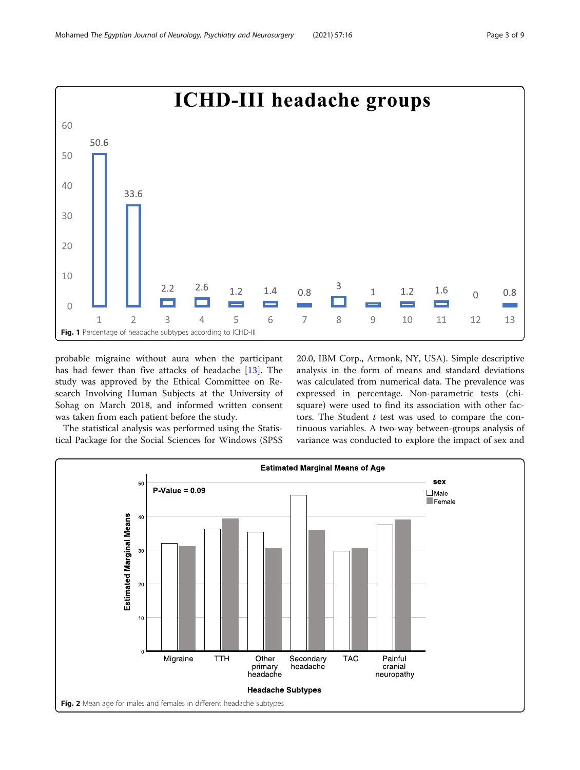Fig. 1 Percentage of headache subtypes according to ICHD-III

probable migraine without aura when the participant has had fewer than five attacks of headache [13]. The study was approved by the Ethical Committee on Research Involving Human Subjects at the University of Sohag on March 2018, and informed written consent was taken from each patient before the study.

The statistical analysis was performed using the Statistical Package for the Social Sciences for Windows (SPSS 20.0, IBM Corp., Armonk, NY, USA). Simple descriptive analysis in the form of means and standard deviations was calculated from numerical data. The prevalence was expressed in percentage. Non-parametric tests (chi-square) were used to find its association with other factors. The Student *t* test was used to compare the continuous variables. A two-way between-groups analysis of variance was conducted to explore the impact of sex and

Fig. 2 Mean age for males and females in different headache subtypes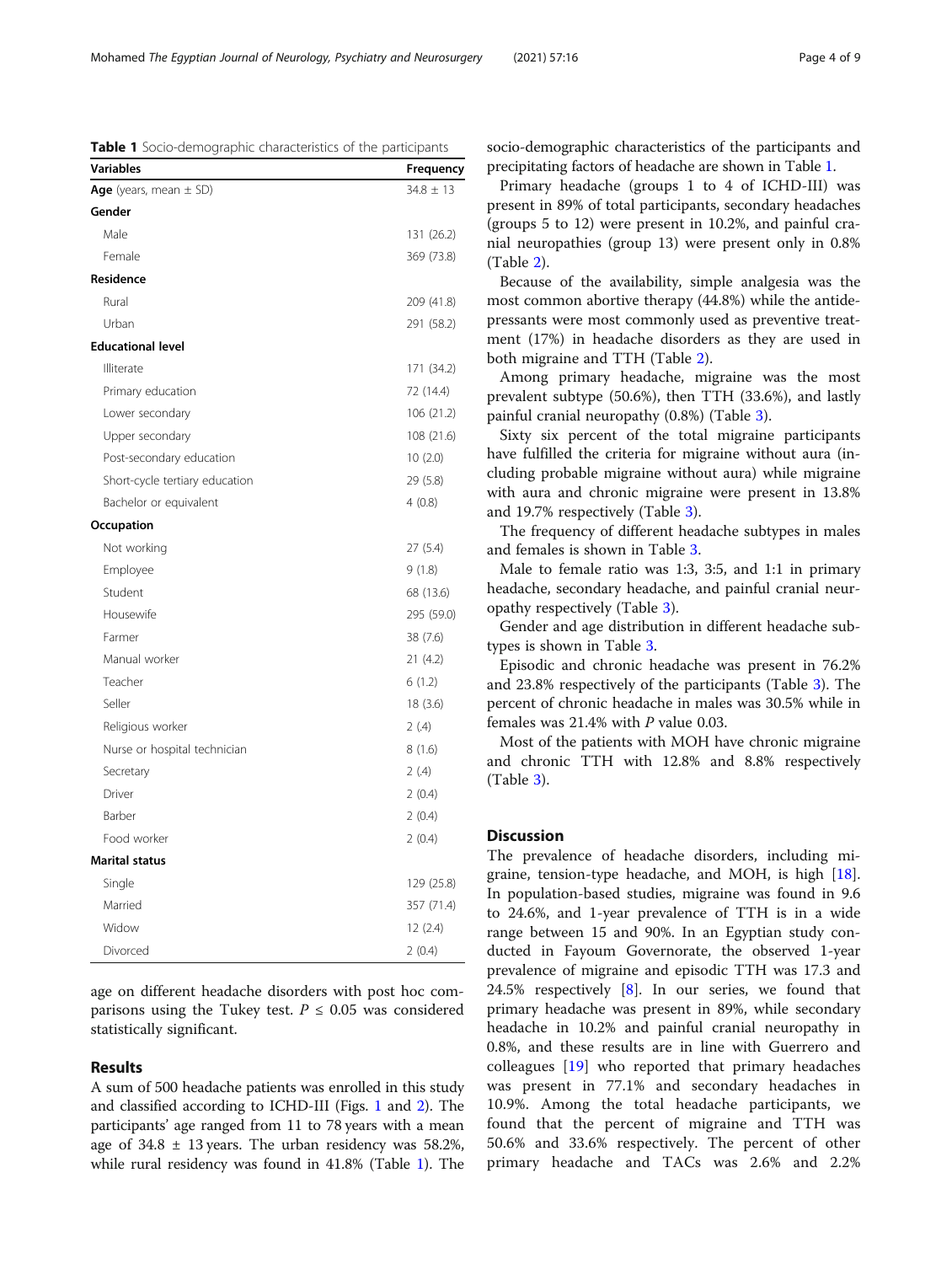**Table 1** Socio-demographic characteristics of the participants

| Variables | Frequency |
|---|---|
| **Age** (years, mean ± SD) | 34.8 ± 13 |
| **Gender** | |
| Male | 131 (26.2) |
| Female | 369 (73.8) |
| **Residence** | |
| Rural | 209 (41.8) |
| Urban | 291 (58.2) |
| **Educational level** | |
| Illiterate | 171 (34.2) |
| Primary education | 72 (14.4) |
| Lower secondary | 106 (21.2) |
| Upper secondary | 108 (21.6) |
| Post-secondary education | 10 (2.0) |
| Short-cycle tertiary education | 29 (5.8) |
| Bachelor or equivalent | 4 (0.8) |
| **Occupation** | |
| Not working | 27 (5.4) |
| Employee | 9 (1.8) |
| Student | 68 (13.6) |
| Housewife | 295 (59.0) |
| Farmer | 38 (7.6) |
| Manual worker | 21 (4.2) |
| Teacher | 6 (1.2) |
| Seller | 18 (3.6) |
| Religious worker | 2 (.4) |
| Nurse or hospital technician | 8 (1.6) |
| Secretary | 2 (.4) |
| Driver | 2 (0.4) |
| Barber | 2 (0.4) |
| Food worker | 2 (0.4) |
| **Marital status** | |
| Single | 129 (25.8) |
| Married | 357 (71.4) |
| Widow | 12 (2.4) |
| Divorced | 2 (0.4) |

age on different headache disorders with post hoc comparisons using the Tukey test. $P \leq 0.05$ was considered statistically significant.

## Results

A sum of 500 headache patients was enrolled in this study and classified according to ICHD-III (Figs. 1 and 2). The participants' age ranged from 11 to 78 years with a mean age of 34.8 ± 13 years. The urban residency was 58.2%, while rural residency was found in 41.8% (Table 1). The socio-demographic characteristics of the participants and precipitating factors of headache are shown in Table 1.

Primary headache (groups 1 to 4 of ICHD-III) was present in 89% of total participants, secondary headaches (groups 5 to 12) were present in 10.2%, and painful cranial neuropathies (group 13) were present only in 0.8% (Table 2).

Because of the availability, simple analgesia was the most common abortive therapy (44.8%) while the antidepressants were most commonly used as preventive treatment (17%) in headache disorders as they are used in both migraine and TTH (Table 2).

Among primary headache, migraine was the most prevalent subtype (50.6%), then TTH (33.6%), and lastly painful cranial neuropathy (0.8%) (Table 3).

Sixty six percent of the total migraine participants have fulfilled the criteria for migraine without aura (including probable migraine without aura) while migraine with aura and chronic migraine were present in 13.8% and 19.7% respectively (Table 3).

The frequency of different headache subtypes in males and females is shown in Table 3.

Male to female ratio was 1:3, 3:5, and 1:1 in primary headache, secondary headache, and painful cranial neuropathy respectively (Table 3).

Gender and age distribution in different headache subtypes is shown in Table 3.

Episodic and chronic headache was present in 76.2% and 23.8% respectively of the participants (Table 3). The percent of chronic headache in males was 30.5% while in females was 21.4% with $P$ value 0.03.

Most of the patients with MOH have chronic migraine and chronic TTH with 12.8% and 8.8% respectively (Table 3).

## Discussion

The prevalence of headache disorders, including migraine, tension-type headache, and MOH, is high [18]. In population-based studies, migraine was found in 9.6 to 24.6%, and 1-year prevalence of TTH is in a wide range between 15 and 90%. In an Egyptian study conducted in Fayoum Governorate, the observed 1-year prevalence of migraine and episodic TTH was 17.3 and 24.5% respectively [8]. In our series, we found that primary headache was present in 89%, while secondary headache in 10.2% and painful cranial neuropathy in 0.8%, and these results are in line with Guerrero and colleagues [19] who reported that primary headaches was present in 77.1% and secondary headaches in 10.9%. Among the total headache participants, we found that the percent of migraine and TTH was 50.6% and 33.6% respectively. The percent of other primary headache and TACs was 2.6% and 2.2%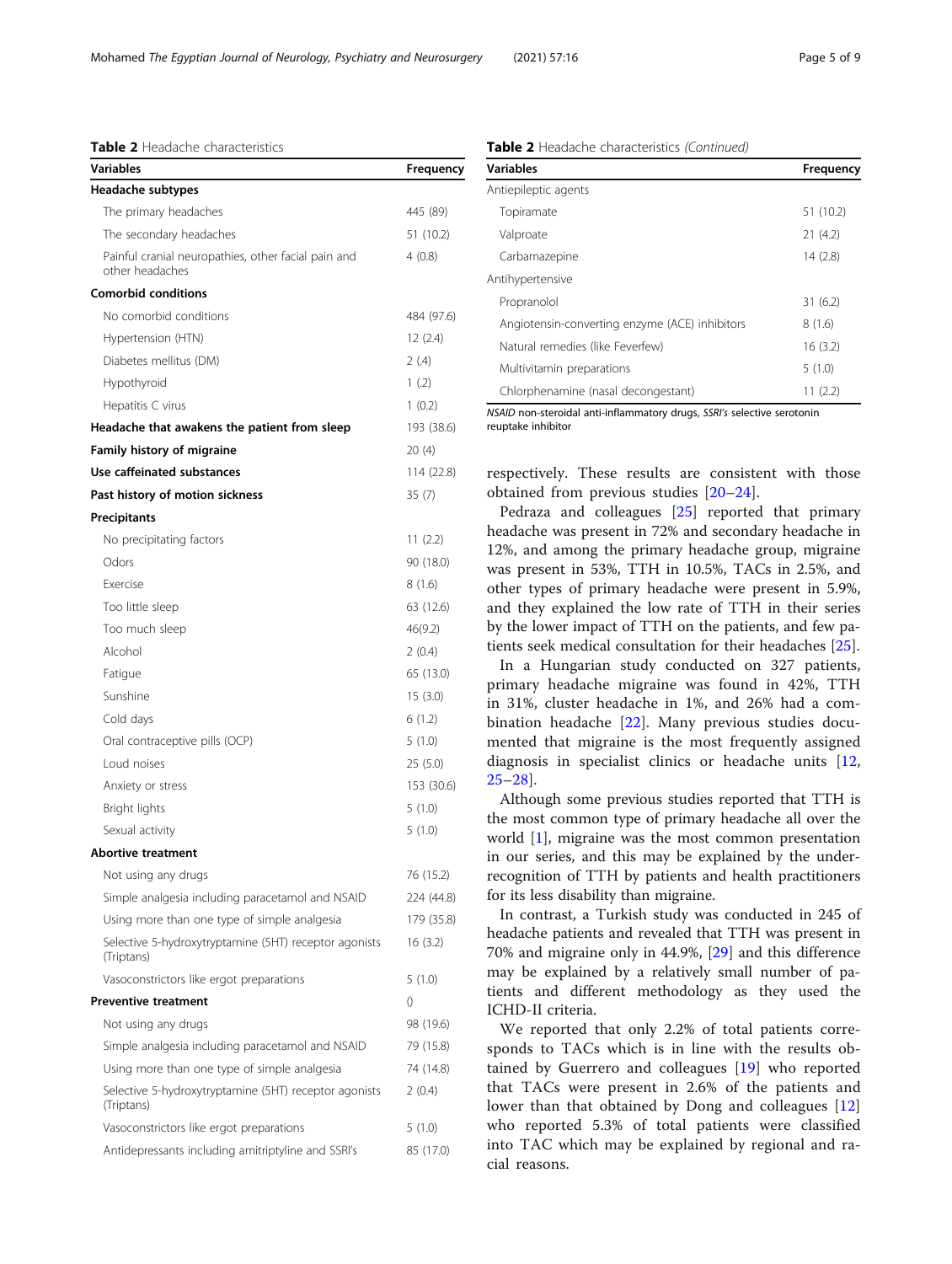**Table 2** Headache characteristics

| Variables | Frequency |
| --- | --- |
| **Headache subtypes** | |
| The primary headaches | 445 (89) |
| The secondary headaches | 51 (10.2) |
| Painful cranial neuropathies, other facial pain and other headaches | 4 (0.8) |
| **Comorbid conditions** | |
| No comorbid conditions | 484 (97.6) |
| Hypertension (HTN) | 12 (2.4) |
| Diabetes mellitus (DM) | 2 (.4) |
| Hypothyroid | 1 (.2) |
| Hepatitis C virus | 1 (0.2) |
| **Headache that awakens the patient from sleep** | 193 (38.6) |
| **Family history of migraine** | 20 (4) |
| **Use caffeinated substances** | 114 (22.8) |
| **Past history of motion sickness** | 35 (7) |
| **Precipitants** | |
| No precipitating factors | 11 (2.2) |
| Odors | 90 (18.0) |
| Exercise | 8 (1.6) |
| Too little sleep | 63 (12.6) |
| Too much sleep | 46(9.2) |
| Alcohol | 2 (0.4) |
| Fatigue | 65 (13.0) |
| Sunshine | 15 (3.0) |
| Cold days | 6 (1.2) |
| Oral contraceptive pills (OCP) | 5 (1.0) |
| Loud noises | 25 (5.0) |
| Anxiety or stress | 153 (30.6) |
| Bright lights | 5 (1.0) |
| Sexual activity | 5 (1.0) |
| **Abortive treatment** | |
| Not using any drugs | 76 (15.2) |
| Simple analgesia including paracetamol and NSAID | 224 (44.8) |
| Using more than one type of simple analgesia | 179 (35.8) |
| Selective 5-hydroxytryptamine (5HT) receptor agonists (Triptans) | 16 (3.2) |
| Vasoconstrictors like ergot preparations | 5 (1.0) |
| **Preventive treatment** | () |
| Not using any drugs | 98 (19.6) |
| Simple analgesia including paracetamol and NSAID | 79 (15.8) |
| Using more than one type of simple analgesia | 74 (14.8) |
| Selective 5-hydroxytryptamine (5HT) receptor agonists (Triptans) | 2 (0.4) |
| Vasoconstrictors like ergot preparations | 5 (1.0) |
| Antidepressants including amitriptyline and SSRI's | 85 (17.0) |
| Antiepileptic agents | |
| Topiramate | 51 (10.2) |
| Valproate | 21 (4.2) |
| Carbamazepine | 14 (2.8) |
| Antihypertensive | |
| Propranolol | 31 (6.2) |
| Angiotensin-converting enzyme (ACE) inhibitors | 8 (1.6) |
| Natural remedies (like Feverfew) | 16 (3.2) |
| Multivitamin preparations | 5 (1.0) |
| Chlorphenamine (nasal decongestant) | 11 (2.2) |

*NSAID* non-steroidal anti-inflammatory drugs, *SSRI's* selective serotonin reuptake inhibitor

respectively. These results are consistent with those obtained from previous studies [20–24].

Pedraza and colleagues [25] reported that primary headache was present in 72% and secondary headache in 12%, and among the primary headache group, migraine was present in 53%, TTH in 10.5%, TACs in 2.5%, and other types of primary headache were present in 5.9%, and they explained the low rate of TTH in their series by the lower impact of TTH on the patients, and few patients seek medical consultation for their headaches [25].

In a Hungarian study conducted on 327 patients, primary headache migraine was found in 42%, TTH in 31%, cluster headache in 1%, and 26% had a combination headache [22]. Many previous studies documented that migraine is the most frequently assigned diagnosis in specialist clinics or headache units [12, 25–28].

Although some previous studies reported that TTH is the most common type of primary headache all over the world [1], migraine was the most common presentation in our series, and this may be explained by the under-recognition of TTH by patients and health practitioners for its less disability than migraine.

In contrast, a Turkish study was conducted in 245 of headache patients and revealed that TTH was present in 70% and migraine only in 44.9%, [29] and this difference may be explained by a relatively small number of patients and different methodology as they used the ICHD-II criteria.

We reported that only 2.2% of total patients corresponds to TACs which is in line with the results obtained by Guerrero and colleagues [19] who reported that TACs were present in 2.6% of the patients and lower than that obtained by Dong and colleagues [12] who reported 5.3% of total patients were classified into TAC which may be explained by regional and racial reasons.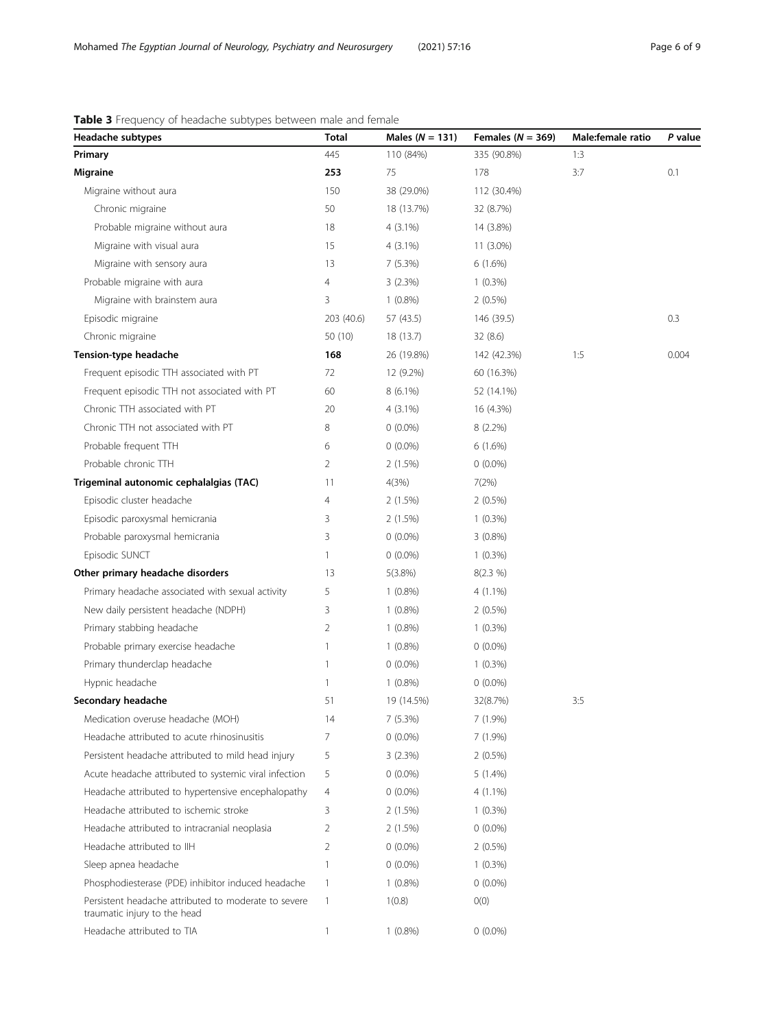**Table 3** Frequency of headache subtypes between male and female

| Headache subtypes | Total | Males (*N* = 131) | Females (*N* = 369) | Male:female ratio | *P* value |
|---|---|---|---|---|---|
| **Primary** | 445 | 110 (84%) | 335 (90.8%) | 1:3 | |
| **Migraine** | **253** | 75 | 178 | 3:7 | 0.1 |
| Migraine without aura | 150 | 38 (29.0%) | 112 (30.4%) | | |
| Chronic migraine | 50 | 18 (13.7%) | 32 (8.7%) | | |
| Probable migraine without aura | 18 | 4 (3.1%) | 14 (3.8%) | | |
| Migraine with visual aura | 15 | 4 (3.1%) | 11 (3.0%) | | |
| Migraine with sensory aura | 13 | 7 (5.3%) | 6 (1.6%) | | |
| Probable migraine with aura | 4 | 3 (2.3%) | 1 (0.3%) | | |
| Migraine with brainstem aura | 3 | 1 (0.8%) | 2 (0.5%) | | |
| Episodic migraine | 203 (40.6) | 57 (43.5) | 146 (39.5) | | 0.3 |
| Chronic migraine | 50 (10) | 18 (13.7) | 32 (8.6) | | |
| **Tension-type headache** | **168** | 26 (19.8%) | 142 (42.3%) | 1:5 | 0.004 |
| Frequent episodic TTH associated with PT | 72 | 12 (9.2%) | 60 (16.3%) | | |
| Frequent episodic TTH not associated with PT | 60 | 8 (6.1%) | 52 (14.1%) | | |
| Chronic TTH associated with PT | 20 | 4 (3.1%) | 16 (4.3%) | | |
| Chronic TTH not associated with PT | 8 | 0 (0.0%) | 8 (2.2%) | | |
| Probable frequent TTH | 6 | 0 (0.0%) | 6 (1.6%) | | |
| Probable chronic TTH | 2 | 2 (1.5%) | 0 (0.0%) | | |
| **Trigeminal autonomic cephalalgias (TAC)** | 11 | 4(3%) | 7(2%) | | |
| Episodic cluster headache | 4 | 2 (1.5%) | 2 (0.5%) | | |
| Episodic paroxysmal hemicrania | 3 | 2 (1.5%) | 1 (0.3%) | | |
| Probable paroxysmal hemicrania | 3 | 0 (0.0%) | 3 (0.8%) | | |
| Episodic SUNCT | 1 | 0 (0.0%) | 1 (0.3%) | | |
| **Other primary headache disorders** | 13 | 5(3.8%) | 8(2.3 %) | | |
| Primary headache associated with sexual activity | 5 | 1 (0.8%) | 4 (1.1%) | | |
| New daily persistent headache (NDPH) | 3 | 1 (0.8%) | 2 (0.5%) | | |
| Primary stabbing headache | 2 | 1 (0.8%) | 1 (0.3%) | | |
| Probable primary exercise headache | 1 | 1 (0.8%) | 0 (0.0%) | | |
| Primary thunderclap headache | 1 | 0 (0.0%) | 1 (0.3%) | | |
| Hypnic headache | 1 | 1 (0.8%) | 0 (0.0%) | | |
| **Secondary headache** | 51 | 19 (14.5%) | 32(8.7%) | 3:5 | |
| Medication overuse headache (MOH) | 14 | 7 (5.3%) | 7 (1.9%) | | |
| Headache attributed to acute rhinosinusitis | 7 | 0 (0.0%) | 7 (1.9%) | | |
| Persistent headache attributed to mild head injury | 5 | 3 (2.3%) | 2 (0.5%) | | |
| Acute headache attributed to systemic viral infection | 5 | 0 (0.0%) | 5 (1.4%) | | |
| Headache attributed to hypertensive encephalopathy | 4 | 0 (0.0%) | 4 (1.1%) | | |
| Headache attributed to ischemic stroke | 3 | 2 (1.5%) | 1 (0.3%) | | |
| Headache attributed to intracranial neoplasia | 2 | 2 (1.5%) | 0 (0.0%) | | |
| Headache attributed to IIH | 2 | 0 (0.0%) | 2 (0.5%) | | |
| Sleep apnea headache | 1 | 0 (0.0%) | 1 (0.3%) | | |
| Phosphodiesterase (PDE) inhibitor induced headache | 1 | 1 (0.8%) | 0 (0.0%) | | |
| Persistent headache attributed to moderate to severe traumatic injury to the head | 1 | 1(0.8) | 0(0) | | |
| Headache attributed to TIA | 1 | 1 (0.8%) | 0 (0.0%) | | |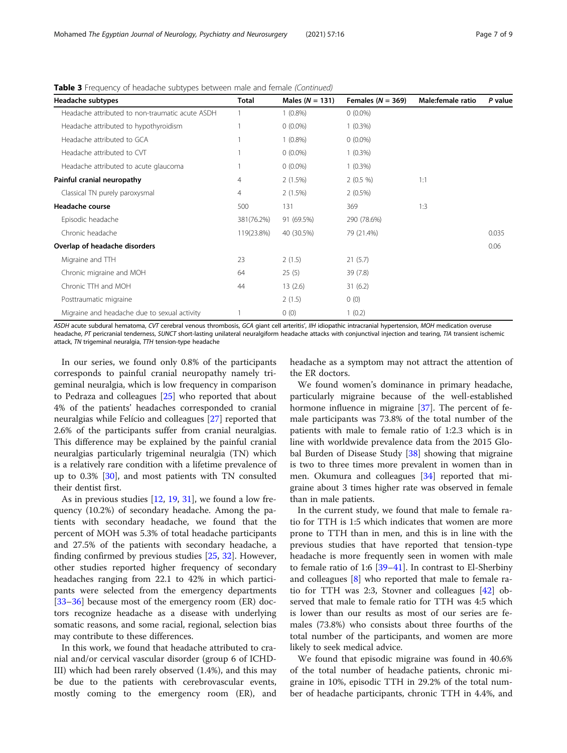**Table 3** Frequency of headache subtypes between male and female *(Continued)*

| Headache subtypes | Total | Males (N = 131) | Females (N = 369) | Male:female ratio | P value |
|---|---|---|---|---|---|
| Headache attributed to non-traumatic acute ASDH | 1 | 1 (0.8%) | 0 (0.0%) | | |
| Headache attributed to hypothyroidism | 1 | 0 (0.0%) | 1 (0.3%) | | |
| Headache attributed to GCA | 1 | 1 (0.8%) | 0 (0.0%) | | |
| Headache attributed to CVT | 1 | 0 (0.0%) | 1 (0.3%) | | |
| Headache attributed to acute glaucoma | 1 | 0 (0.0%) | 1 (0.3%) | | |
| **Painful cranial neuropathy** | 4 | 2 (1.5%) | 2 (0.5 %) | 1:1 | |
| Classical TN purely paroxysmal | 4 | 2 (1.5%) | 2 (0.5%) | | |
| **Headache course** | 500 | 131 | 369 | 1:3 | |
| Episodic headache | 381(76.2%) | 91 (69.5%) | 290 (78.6%) | | |
| Chronic headache | 119(23.8%) | 40 (30.5%) | 79 (21.4%) | | 0.035 |
| **Overlap of headache disorders** | | | | | 0.06 |
| Migraine and TTH | 23 | 2 (1.5) | 21 (5.7) | | |
| Chronic migraine and MOH | 64 | 25 (5) | 39 (7.8) | | |
| Chronic TTH and MOH | 44 | 13 (2.6) | 31 (6.2) | | |
| Posttraumatic migraine | | 2 (1.5) | 0 (0) | | |
| Migraine and headache due to sexual activity | 1 | 0 (0) | 1 (0.2) | | |

*ASDH* acute subdural hematoma, *CVT* cerebral venous thrombosis, *GCA* giant cell arteritis', *IIH* idiopathic intracranial hypertension, *MOH* medication overuse headache, *PT* pericranial tenderness, *SUNCT* short-lasting unilateral neuralgiform headache attacks with conjunctival injection and tearing, *TIA* transient ischemic attack, *TN* trigeminal neuralgia, *TTH* tension-type headache

In our series, we found only 0.8% of the participants corresponds to painful cranial neuropathy namely trigeminal neuralgia, which is low frequency in comparison to Pedraza and colleagues [25] who reported that about 4% of the patients' headaches corresponded to cranial neuralgias while Felício and colleagues [27] reported that 2.6% of the participants suffer from cranial neuralgias. This difference may be explained by the painful cranial neuralgias particularly trigeminal neuralgia (TN) which is a relatively rare condition with a lifetime prevalence of up to 0.3% [30], and most patients with TN consulted their dentist first.

As in previous studies [12, 19, 31], we found a low frequency (10.2%) of secondary headache. Among the patients with secondary headache, we found that the percent of MOH was 5.3% of total headache participants and 27.5% of the patients with secondary headache, a finding confirmed by previous studies [25, 32]. However, other studies reported higher frequency of secondary headaches ranging from 22.1 to 42% in which participants were selected from the emergency departments [33–36] because most of the emergency room (ER) doctors recognize headache as a disease with underlying somatic reasons, and some racial, regional, selection bias may contribute to these differences.

In this work, we found that headache attributed to cranial and/or cervical vascular disorder (group 6 of ICHD-III) which had been rarely observed (1.4%), and this may be due to the patients with cerebrovascular events, mostly coming to the emergency room (ER), and headache as a symptom may not attract the attention of the ER doctors.

We found women's dominance in primary headache, particularly migraine because of the well-established hormone influence in migraine [37]. The percent of female participants was 73.8% of the total number of the patients with male to female ratio of 1:2.3 which is in line with worldwide prevalence data from the 2015 Global Burden of Disease Study [38] showing that migraine is two to three times more prevalent in women than in men. Okumura and colleagues [34] reported that migraine about 3 times higher rate was observed in female than in male patients.

In the current study, we found that male to female ratio for TTH is 1:5 which indicates that women are more prone to TTH than in men, and this is in line with the previous studies that have reported that tension-type headache is more frequently seen in women with male to female ratio of 1:6 [39–41]. In contrast to El-Sherbiny and colleagues [8] who reported that male to female ratio for TTH was 2:3, Stovner and colleagues [42] observed that male to female ratio for TTH was 4:5 which is lower than our results as most of our series are females (73.8%) who consists about three fourths of the total number of the participants, and women are more likely to seek medical advice.

We found that episodic migraine was found in 40.6% of the total number of headache patients, chronic migraine in 10%, episodic TTH in 29.2% of the total number of headache participants, chronic TTH in 4.4%, and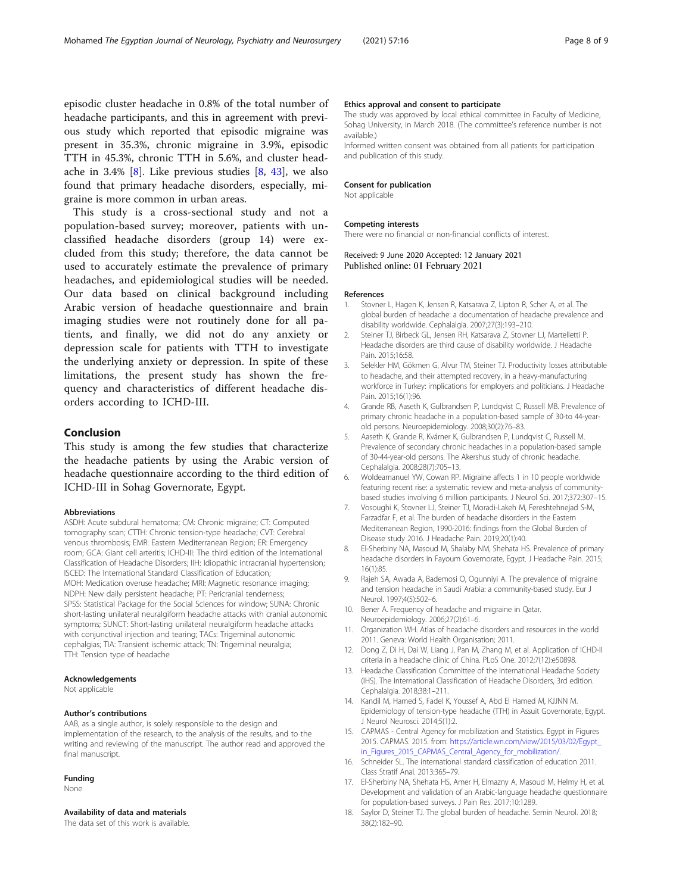episodic cluster headache in 0.8% of the total number of headache participants, and this in agreement with previous study which reported that episodic migraine was present in 35.3%, chronic migraine in 3.9%, episodic TTH in 45.3%, chronic TTH in 5.6%, and cluster headache in 3.4% [8]. Like previous studies [8, 43], we also found that primary headache disorders, especially, migraine is more common in urban areas.

This study is a cross-sectional study and not a population-based survey; moreover, patients with unclassified headache disorders (group 14) were excluded from this study; therefore, the data cannot be used to accurately estimate the prevalence of primary headaches, and epidemiological studies will be needed. Our data based on clinical background including Arabic version of headache questionnaire and brain imaging studies were not routinely done for all patients, and finally, we did not do any anxiety or depression scale for patients with TTH to investigate the underlying anxiety or depression. In spite of these limitations, the present study has shown the frequency and characteristics of different headache disorders according to ICHD-III.

## Conclusion

This study is among the few studies that characterize the headache patients by using the Arabic version of headache questionnaire according to the third edition of ICHD-III in Sohag Governorate, Egypt.

#### Abbreviations

ASDH: Acute subdural hematoma; CM: Chronic migraine; CT: Computed tomography scan; CTTH: Chronic tension-type headache; CVT: Cerebral venous thrombosis; EMR: Eastern Mediterranean Region; ER: Emergency room; GCA: Giant cell arteritis; ICHD-III: The third edition of the International Classification of Headache Disorders; IIH: Idiopathic intracranial hypertension; ISCED: The International Standard Classification of Education; MOH: Medication overuse headache; MRI: Magnetic resonance imaging; NDPH: New daily persistent headache; PT: Pericranial tenderness; SPSS: Statistical Package for the Social Sciences for window; SUNA: Chronic short-lasting unilateral neuralgiform headache attacks with cranial autonomic symptoms; SUNCT: Short-lasting unilateral neuralgiform headache attacks with conjunctival injection and tearing; TACs: Trigeminal autonomic cephalgias; TIA: Transient ischemic attack; TN: Trigeminal neuralgia; TTH: Tension type of headache

#### Acknowledgements

Not applicable

#### Author's contributions

AAB, as a single author, is solely responsible to the design and implementation of the research, to the analysis of the results, and to the writing and reviewing of the manuscript. The author read and approved the final manuscript.

#### Funding

None

#### Availability of data and materials

The data set of this work is available.

#### Ethics approval and consent to participate

The study was approved by local ethical committee in Faculty of Medicine, Sohag University, in March 2018. (The committee's reference number is not available.)

Informed written consent was obtained from all patients for participation and publication of this study.

#### Consent for publication

Not applicable

#### Competing interests

There were no financial or non-financial conflicts of interest.

Received: 9 June 2020 Accepted: 12 January 2021
Published online: 01 February 2021

#### References

1. Stovner L, Hagen K, Jensen R, Katsarava Z, Lipton R, Scher A, et al. The global burden of headache: a documentation of headache prevalence and disability worldwide. Cephalalgia. 2007;27(3):193–210.
2. Steiner TJ, Birbeck GL, Jensen RH, Katsarava Z, Stovner LJ, Martelletti P. Headache disorders are third cause of disability worldwide. J Headache Pain. 2015;16:58.
3. Selekler HM, Gökmen G, Alvur TM, Steiner TJ. Productivity losses attributable to headache, and their attempted recovery, in a heavy-manufacturing workforce in Turkey: implications for employers and politicians. J Headache Pain. 2015;16(1):96.
4. Grande RB, Aaseth K, Gulbrandsen P, Lundqvist C, Russell MB. Prevalence of primary chronic headache in a population-based sample of 30-to 44-year-old persons. Neuroepidemiology. 2008;30(2):76–83.
5. Aaseth K, Grande R, Kvårner K, Gulbrandsen P, Lundqvist C, Russell M. Prevalence of secondary chronic headaches in a population-based sample of 30-44-year-old persons. The Akershus study of chronic headache. Cephalalgia. 2008;28(7):705–13.
6. Woldeamanuel YW, Cowan RP. Migraine affects 1 in 10 people worldwide featuring recent rise: a systematic review and meta-analysis of community-based studies involving 6 million participants. J Neurol Sci. 2017;372:307–15.
7. Vosoughi K, Stovner LJ, Steiner TJ, Moradi-Lakeh M, Fereshtehnejad S-M, Farzadfar F, et al. The burden of headache disorders in the Eastern Mediterranean Region, 1990-2016: findings from the Global Burden of Disease study 2016. J Headache Pain. 2019;20(1):40.
8. El-Sherbiny NA, Masoud M, Shalaby NM, Shehata HS. Prevalence of primary headache disorders in Fayoum Governorate, Egypt. J Headache Pain. 2015; 16(1):85.
9. Rajeh SA, Awada A, Bademosi O, Ogunniyi A. The prevalence of migraine and tension headache in Saudi Arabia: a community-based study. Eur J Neurol. 1997;4(5):502–6.
10. Bener A. Frequency of headache and migraine in Qatar. Neuroepidemiology. 2006;27(2):61–6.
11. Organization WH. Atlas of headache disorders and resources in the world 2011. Geneva: World Health Organisation; 2011.
12. Dong Z, Di H, Dai W, Liang J, Pan M, Zhang M, et al. Application of ICHD-II criteria in a headache clinic of China. PLoS One. 2012;7(12):e50898.
13. Headache Classification Committee of the International Headache Society (IHS). The International Classification of Headache Disorders, 3rd edition. Cephalalgia. 2018;38:1–211.
14. Kandil M, Hamed S, Fadel K, Youssef A, Abd El Hamed M, KJJNN M. Epidemiology of tension-type headache (TTH) in Assuit Governorate, Egypt. J Neurol Neurosci. 2014;5(1):2.
15. CAPMAS - Central Agency for mobilization and Statistics. Egypt in Figures 2015. CAPMAS. 2015. from: https://article.wn.com/view/2015/03/02/Egypt_in_Figures_2015_CAPMAS_Central_Agency_for_mobilization/.
16. Schneider SL. The international standard classification of education 2011. Class Stratif Anal. 2013:365–79.
17. El-Sherbiny NA, Shehata HS, Amer H, Elmazny A, Masoud M, Helmy H, et al. Development and validation of an Arabic-language headache questionnaire for population-based surveys. J Pain Res. 2017;10:1289.
18. Saylor D, Steiner TJ. The global burden of headache. Semin Neurol. 2018; 38(2):182–90.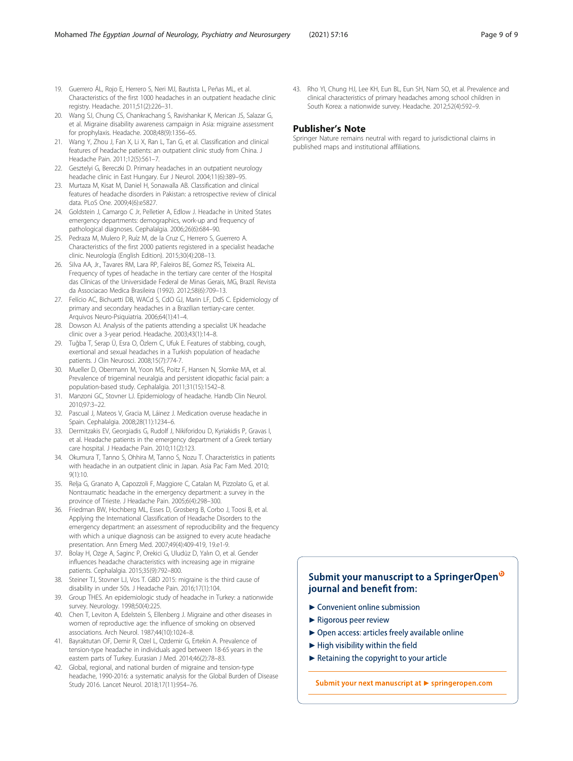19. Guerrero ÁL, Rojo E, Herrero S, Neri MJ, Bautista L, Peñas ML, et al. Characteristics of the first 1000 headaches in an outpatient headache clinic registry. Headache. 2011;51(2):226–31.
20. Wang SJ, Chung CS, Chankrachang S, Ravishankar K, Merican JS, Salazar G, et al. Migraine disability awareness campaign in Asia: migraine assessment for prophylaxis. Headache. 2008;48(9):1356–65.
21. Wang Y, Zhou J, Fan X, Li X, Ran L, Tan G, et al. Classification and clinical features of headache patients: an outpatient clinic study from China. J Headache Pain. 2011;12(5):561–7.
22. Gesztelyi G, Bereczki D. Primary headaches in an outpatient neurology headache clinic in East Hungary. Eur J Neurol. 2004;11(6):389–95.
23. Murtaza M, Kisat M, Daniel H, Sonawalla AB. Classification and clinical features of headache disorders in Pakistan: a retrospective review of clinical data. PLoS One. 2009;4(6):e5827.
24. Goldstein J, Camargo C Jr, Pelletier A, Edlow J. Headache in United States emergency departments: demographics, work-up and frequency of pathological diagnoses. Cephalalgia. 2006;26(6):684–90.
25. Pedraza M, Mulero P, Ruíz M, de la Cruz C, Herrero S, Guerrero A. Characteristics of the first 2000 patients registered in a specialist headache clinic. Neurología (English Edition). 2015;30(4):208–13.
26. Silva AA, Jr., Tavares RM, Lara RP, Faleiros BE, Gomez RS, Teixeira AL. Frequency of types of headache in the tertiary care center of the Hospital das Clínicas of the Universidade Federal de Minas Gerais, MG, Brazil. Revista da Associacao Medica Brasileira (1992). 2012;58(6):709–13.
27. Felício AC, Bichuetti DB, WACd S, CdO GJ, Marin LF, DdS C. Epidemiology of primary and secondary headaches in a Brazilian tertiary-care center. Arquivos Neuro-Psiquiatria. 2006;64(1):41–4.
28. Dowson AJ. Analysis of the patients attending a specialist UK headache clinic over a 3-year period. Headache. 2003;43(1):14–8.
29. Tuğba T, Serap Ü, Esra O, Özlem C, Ufuk E. Features of stabbing, cough, exertional and sexual headaches in a Turkish population of headache patients. J Clin Neurosci. 2008;15(7):774-7.
30. Mueller D, Obermann M, Yoon MS, Poitz F, Hansen N, Slomke MA, et al. Prevalence of trigeminal neuralgia and persistent idiopathic facial pain: a population-based study. Cephalalgia. 2011;31(15):1542–8.
31. Manzoni GC, Stovner LJ. Epidemiology of headache. Handb Clin Neurol. 2010;97:3–22.
32. Pascual J, Mateos V, Gracia M, Láinez J. Medication overuse headache in Spain. Cephalalgia. 2008;28(11):1234–6.
33. Dermitzakis EV, Georgiadis G, Rudolf J, Nikiforidou D, Kyriakidis P, Gravas I, et al. Headache patients in the emergency department of a Greek tertiary care hospital. J Headache Pain. 2010;11(2):123.
34. Okumura T, Tanno S, Ohhira M, Tanno S, Nozu T. Characteristics in patients with headache in an outpatient clinic in Japan. Asia Pac Fam Med. 2010; 9(1):10.
35. Relja G, Granato A, Capozzoli F, Maggiore C, Catalan M, Pizzolato G, et al. Nontraumatic headache in the emergency department: a survey in the province of Trieste. J Headache Pain. 2005;6(4):298–300.
36. Friedman BW, Hochberg ML, Esses D, Grosberg B, Corbo J, Toosi B, et al. Applying the International Classification of Headache Disorders to the emergency department: an assessment of reproducibility and the frequency with which a unique diagnosis can be assigned to every acute headache presentation. Ann Emerg Med. 2007;49(4):409-419, 19.e1-9.
37. Bolay H, Ozge A, Saginc P, Orekici G, Uludüz D, Yalın O, et al. Gender influences headache characteristics with increasing age in migraine patients. Cephalalgia. 2015;35(9):792–800.
38. Steiner TJ, Stovner LJ, Vos T. GBD 2015: migraine is the third cause of disability in under 50s. J Headache Pain. 2016;17(1):104.
39. Group THES. An epidemiologic study of headache in Turkey: a nationwide survey. Neurology. 1998;50(4):225.
40. Chen T, Leviton A, Edelstein S, Ellenberg J. Migraine and other diseases in women of reproductive age: the influence of smoking on observed associations. Arch Neurol. 1987;44(10):1024–8.
41. Bayraktutan OF, Demir R, Ozel L, Ozdemir G, Ertekin A. Prevalence of tension-type headache in individuals aged between 18-65 years in the eastern parts of Turkey. Eurasian J Med. 2014;46(2):78–83.
42. Global, regional, and national burden of migraine and tension-type headache, 1990-2016: a systematic analysis for the Global Burden of Disease Study 2016. Lancet Neurol. 2018;17(11):954–76.
43. Rho YI, Chung HJ, Lee KH, Eun BL, Eun SH, Nam SO, et al. Prevalence and clinical characteristics of primary headaches among school children in South Korea: a nationwide survey. Headache. 2012;52(4):592–9.

## Publisher's Note

Springer Nature remains neutral with regard to jurisdictional claims in published maps and institutional affiliations.

**Submit your manuscript to a SpringerOpen journal and benefit from:**

- ► Convenient online submission
- ► Rigorous peer review
- ► Open access: articles freely available online
- ► High visibility within the field
- ► Retaining the copyright to your article

Submit your next manuscript at ► springeropen.com